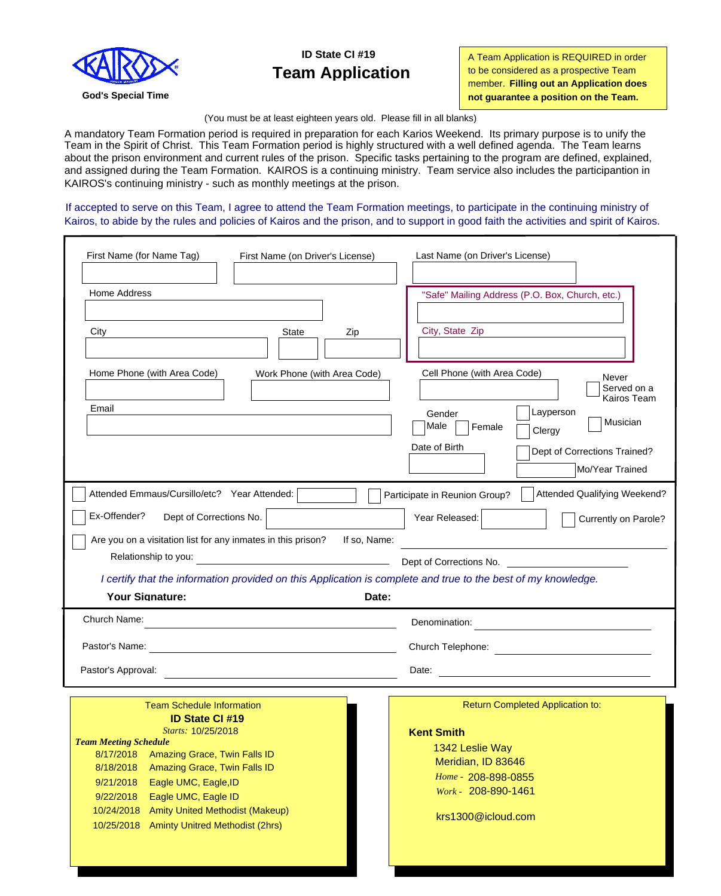KAIROS

God's Special Time

# ID State CI #19

## Team Application

A Team Application is REQUIRED in order to be considered as a prospective Team member. **Filling out an Application does not guarantee a position on the Team.**

(You must be at least eighteen years old. Please fill in all blanks)

A mandatory Team Formation period is required in preparation for each Karios Weekend. Its primary purpose is to unify the Team in the Spirit of Christ. This Team Formation period is highly structured with a well defined agenda. The Team learns about the prison environment and current rules of the prison. Specific tasks pertaining to the program are defined, explained, and assigned during the Team Formation. KAIROS is a continuing ministry. Team service also includes the participantion in KAIROS's continuing ministry - such as monthly meetings at the prison.

If accepted to serve on this Team, I agree to attend the Team Formation meetings, to participate in the continuing ministry of Kairos, to abide by the rules and policies of Kairos and the prison, and to support in good faith the activities and spirit of Kairos.

First Name (for Name Tag) ____ First Name (on Driver's License) ____ Last Name (on Driver's License) ____

Home Address ____

"Safe" Mailing Address (P.O. Box, Church, etc.) ____

City ____ State ____ Zip ____

City, State Zip ____

Home Phone (with Area Code) ____ Work Phone (with Area Code) ____ Cell Phone (with Area Code) ____

☐ Never Served on a Kairos Team

Email ____

Gender ☐ Male ☐ Female

☐ Layperson ☐ Clergy ☐ Musician

Date of Birth ____

☐ Dept of Corrections Trained? ____ Mo/Year Trained

☐ Attended Emmaus/Cursillo/etc? Year Attended: ____ ☐ Participate in Reunion Group? ☐ Attended Qualifying Weekend?

☐ Ex-Offender? Dept of Corrections No. ____ Year Released: ____ ☐ Currently on Parole?

☐ Are you on a visitation list for any inmates in this prison? If so, Name: ____

Relationship to you: ____ Dept of Corrections No. ____

*I certify that the information provided on this Application is complete and true to the best of my knowledge.*

**Your Signature:** **Date:**

Church Name: ____ Denomination: ____

Pastor's Name: ____ Church Telephone: ____

Pastor's Approval: ____ Date: ____

Team Schedule Information

**ID State CI #19**

*Starts:* 10/25/2018

***Team Meeting Schedule***

| Date | Location |
|---|---|
| 8/17/2018 | Amazing Grace, Twin Falls ID |
| 8/18/2018 | Amazing Grace, Twin Falls ID |
| 9/21/2018 | Eagle UMC, Eagle,ID |
| 9/22/2018 | Eagle UMC, Eagle ID |
| 10/24/2018 | Amity United Methodist (Makeup) |
| 10/25/2018 | Aminty Unitred Methodist (2hrs) |

Return Completed Application to:

**Kent Smith**

1342 Leslie Way

Meridian, ID 83646

*Home -* 208-898-0855

*Work -* 208-890-1461

krs1300@icloud.com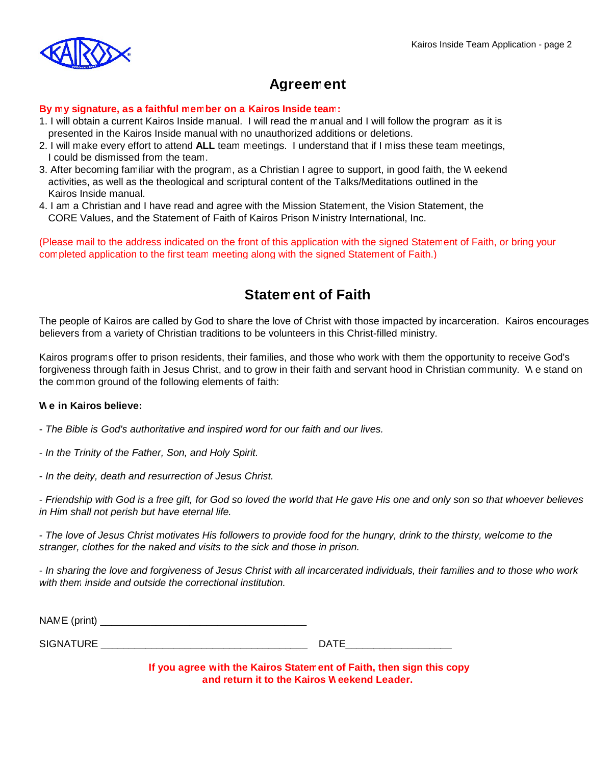## Agreement

**By my signature, as a faithful member on a Kairos Inside team:**

1. I will obtain a current Kairos Inside manual. I will read the manual and I will follow the program as it is presented in the Kairos Inside manual with no unauthorized additions or deletions.
2. I will make every effort to attend **ALL** team meetings. I understand that if I miss these team meetings, I could be dismissed from the team.
3. After becoming familiar with the program, as a Christian I agree to support, in good faith, the Weekend activities, as well as the theological and scriptural content of the Talks/Meditations outlined in the Kairos Inside manual.
4. I am a Christian and I have read and agree with the Mission Statement, the Vision Statement, the CORE Values, and the Statement of Faith of Kairos Prison Ministry International, Inc.

(Please mail to the address indicated on the front of this application with the signed Statement of Faith, or bring your completed application to the first team meeting along with the signed Statement of Faith.)

## Statement of Faith

The people of Kairos are called by God to share the love of Christ with those impacted by incarceration. Kairos encourages believers from a variety of Christian traditions to be volunteers in this Christ-filled ministry.

Kairos programs offer to prison residents, their families, and those who work with them the opportunity to receive God's forgiveness through faith in Jesus Christ, and to grow in their faith and servant hood in Christian community. We stand on the common ground of the following elements of faith:

**We in Kairos believe:**

- *The Bible is God's authoritative and inspired word for our faith and our lives.*

- *In the Trinity of the Father, Son, and Holy Spirit.*

- *In the deity, death and resurrection of Jesus Christ.*

- *Friendship with God is a free gift, for God so loved the world that He gave His one and only son so that whoever believes in Him shall not perish but have eternal life.*

- *The love of Jesus Christ motivates His followers to provide food for the hungry, drink to the thirsty, welcome to the stranger, clothes for the naked and visits to the sick and those in prison.*

- *In sharing the love and forgiveness of Jesus Christ with all incarcerated individuals, their families and to those who work with them inside and outside the correctional institution.*

NAME (print) ____________________________________

SIGNATURE ____________________________________ DATE__________________

**If you agree with the Kairos Statement of Faith, then sign this copy and return it to the Kairos Weekend Leader.**